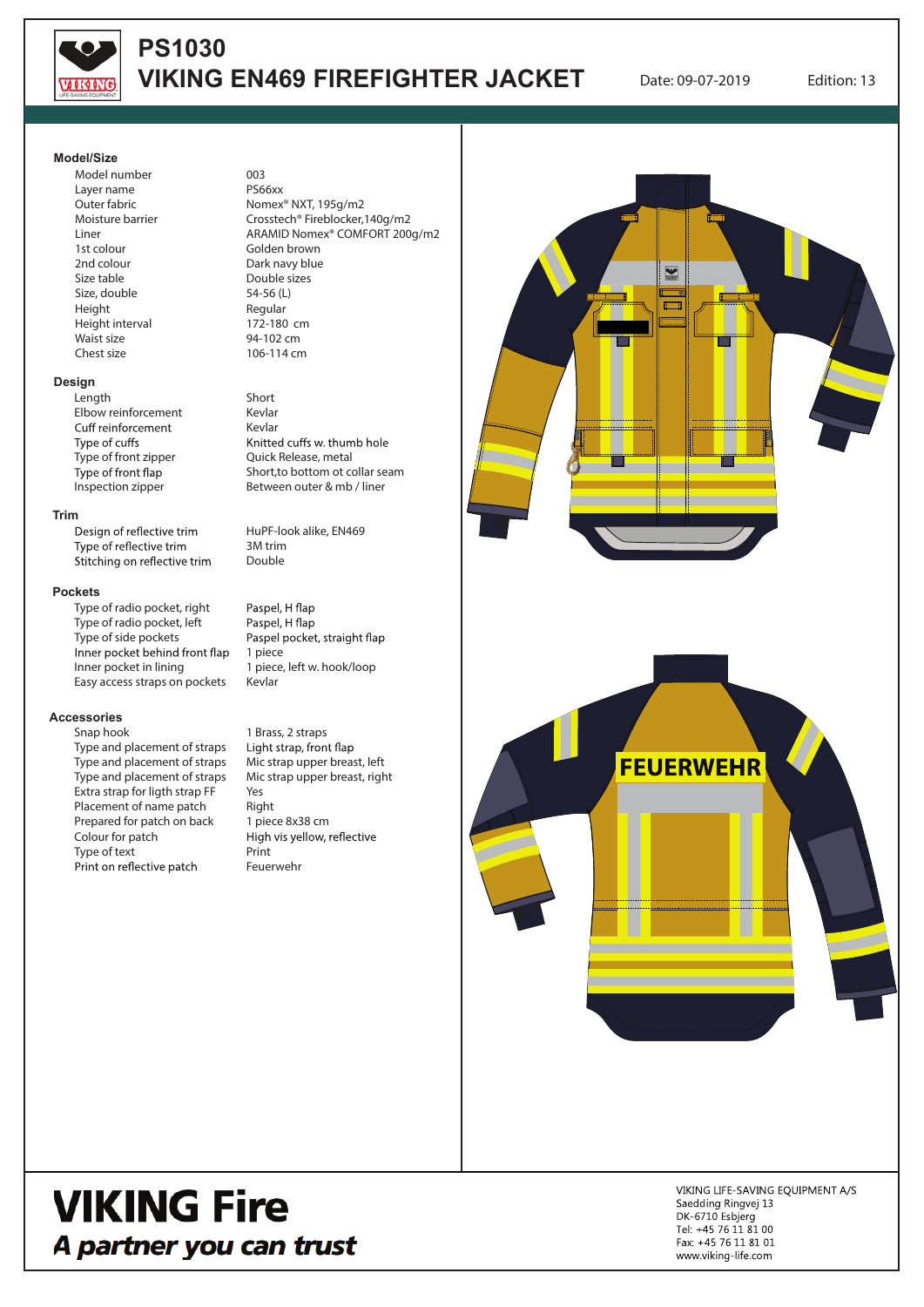# PS1030
# VIKING EN469 FIREFIGHTER JACKET

Date: 09-07-2019 Edition: 13

## Model/Size

| | |
|---|---|
| Model number | 003 |
| Layer name | PS66xx |
| Outer fabric | Nomex® NXT, 195g/m2 |
| Moisture barrier | Crosstech® Fireblocker,140g/m2 |
| Liner | ARAMID Nomex® COMFORT 200g/m2 |
| 1st colour | Golden brown |
| 2nd colour | Dark navy blue |
| Size table | Double sizes |
| Size, double | 54-56 (L) |
| Height | Regular |
| Height interval | 172-180 cm |
| Waist size | 94-102 cm |
| Chest size | 106-114 cm |

## Design

| | |
|---|---|
| Length | Short |
| Elbow reinforcement | Kevlar |
| Cuff reinforcement | Kevlar |
| Type of cuffs | Knitted cuffs w. thumb hole |
| Type of front zipper | Quick Release, metal |
| Type of front flap | Short,to bottom ot collar seam |
| Inspection zipper | Between outer & mb / liner |

## Trim

| | |
|---|---|
| Design of reflective trim | HuPF-look alike, EN469 |
| Type of reflective trim | 3M trim |
| Stitching on reflective trim | Double |

## Pockets

| | |
|---|---|
| Type of radio pocket, right | Paspel, H flap |
| Type of radio pocket, left | Paspel, H flap |
| Type of side pockets | Paspel pocket, straight flap |
| Inner pocket behind front flap | 1 piece |
| Inner pocket in lining | 1 piece, left w. hook/loop |
| Easy access straps on pockets | Kevlar |

## Accessories

| | |
|---|---|
| Snap hook | 1 Brass, 2 straps |
| Type and placement of straps | Light strap, front flap |
| Type and placement of straps | Mic strap upper breast, left |
| Type and placement of straps | Mic strap upper breast, right |
| Extra strap for ligth strap FF | Yes |
| Placement of name patch | Right |
| Prepared for patch on back | 1 piece 8x38 cm |
| Colour for patch | High vis yellow, reflective |
| Type of text | Print |
| Print on reflective patch | Feuerwehr |

FEUERWEHR

# VIKING Fire
***A partner you can trust***

VIKING LIFE-SAVING EQUIPMENT A/S
Saedding Ringvej 13
DK-6710 Esbjerg
Tel: +45 76 11 81 00
Fax: +45 76 11 81 01
www.viking-life.com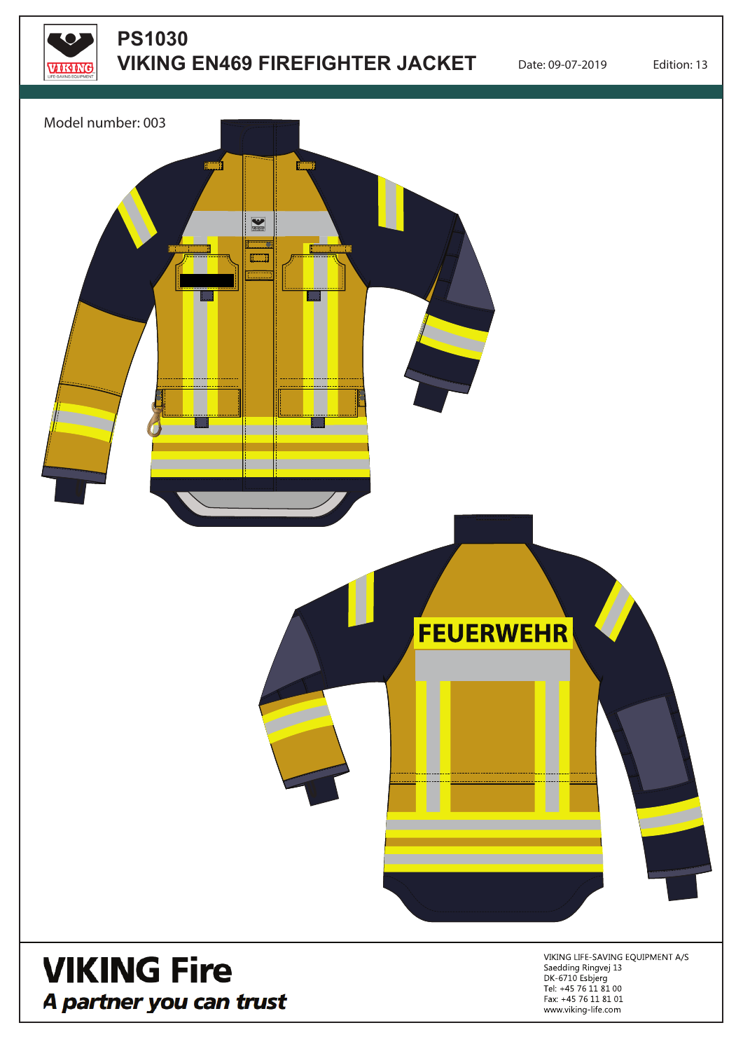# PS1030
# VIKING EN469 FIREFIGHTER JACKET

Date: 09-07-2019

Edition: 13

Model number: 003

FEUERWEHR

**VIKING Fire**

***A partner you can trust***

VIKING LIFE-SAVING EQUIPMENT A/S
Saedding Ringvej 13
DK-6710 Esbjerg
Tel: +45 76 11 81 00
Fax: +45 76 11 81 01
www.viking-life.com